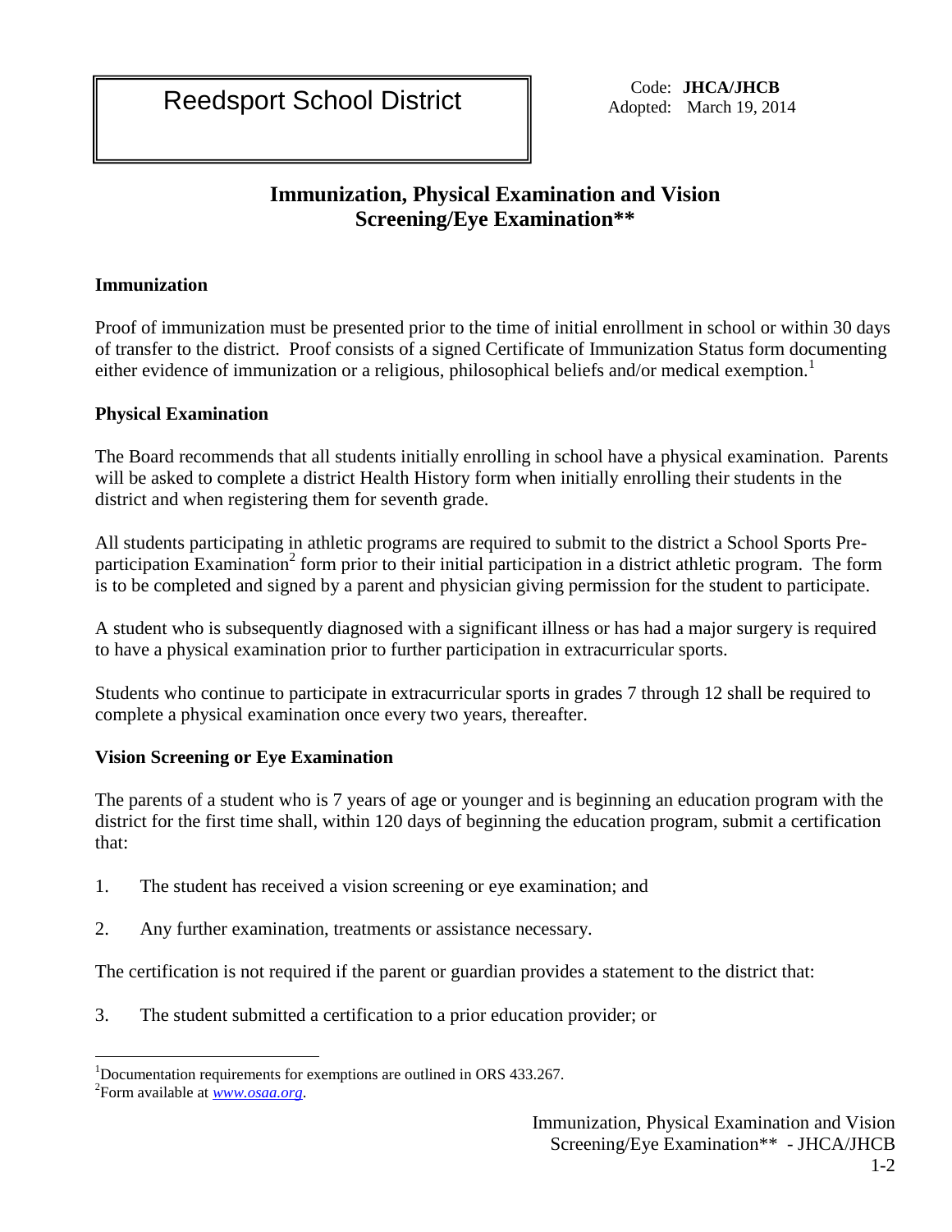Reedsport School District

Code: **JHCA/JHCB**
Adopted: March 19, 2014

# Immunization, Physical Examination and Vision Screening/Eye Examination**

## Immunization

Proof of immunization must be presented prior to the time of initial enrollment in school or within 30 days of transfer to the district. Proof consists of a signed Certificate of Immunization Status form documenting either evidence of immunization or a religious, philosophical beliefs and/or medical exemption.[1]

## Physical Examination

The Board recommends that all students initially enrolling in school have a physical examination. Parents will be asked to complete a district Health History form when initially enrolling their students in the district and when registering them for seventh grade.

All students participating in athletic programs are required to submit to the district a School Sports Pre-participation Examination[2] form prior to their initial participation in a district athletic program. The form is to be completed and signed by a parent and physician giving permission for the student to participate.

A student who is subsequently diagnosed with a significant illness or has had a major surgery is required to have a physical examination prior to further participation in extracurricular sports.

Students who continue to participate in extracurricular sports in grades 7 through 12 shall be required to complete a physical examination once every two years, thereafter.

## Vision Screening or Eye Examination

The parents of a student who is 7 years of age or younger and is beginning an education program with the district for the first time shall, within 120 days of beginning the education program, submit a certification that:

1. The student has received a vision screening or eye examination; and

2. Any further examination, treatments or assistance necessary.

The certification is not required if the parent or guardian provides a statement to the district that:

3. The student submitted a certification to a prior education provider; or

---

[1] Documentation requirements for exemptions are outlined in ORS 433.267.
[2] Form available at *www.osaa.org*.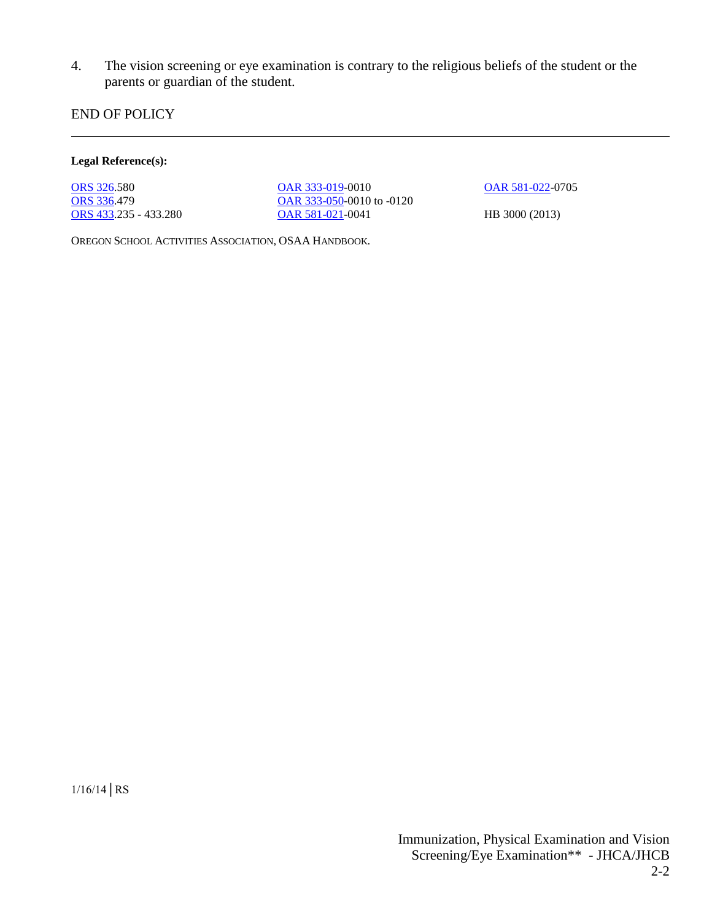4. The vision screening or eye examination is contrary to the religious beliefs of the student or the parents or guardian of the student.

END OF POLICY

---

**Legal Reference(s):**

| | | |
|---|---|---|
| ORS 326.580 | OAR 333-019-0010 | OAR 581-022-0705 |
| ORS 336.479 | OAR 333-050-0010 to -0120 | |
| ORS 433.235 - 433.280 | OAR 581-021-0041 | HB 3000 (2013) |

OREGON SCHOOL ACTIVITIES ASSOCIATION, OSAA HANDBOOK.

1/16/14 | RS